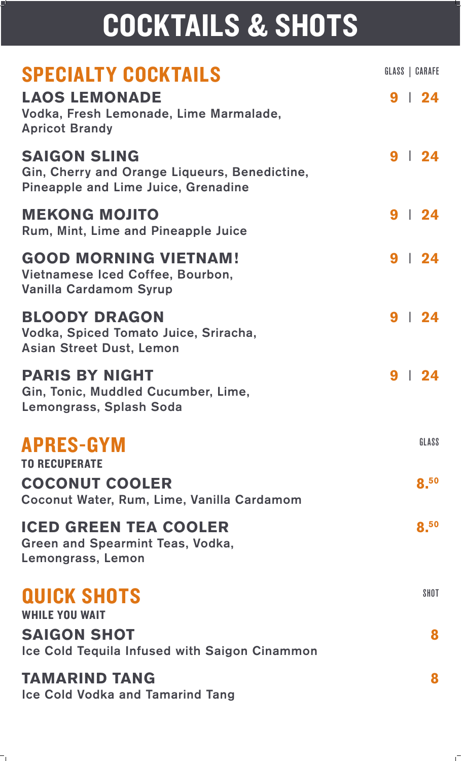# COCKTAILS & SHOTS

## SPECIALTY COCKTAILS

GLASS | CARAFE

**LAOS LEMONADE** — **9 | 24**
Vodka, Fresh Lemonade, Lime Marmalade, Apricot Brandy

**SAIGON SLING** — **9 | 24**
Gin, Cherry and Orange Liqueurs, Benedictine, Pineapple and Lime Juice, Grenadine

**MEKONG MOJITO** — **9 | 24**
Rum, Mint, Lime and Pineapple Juice

**GOOD MORNING VIETNAM!** — **9 | 24**
Vietnamese Iced Coffee, Bourbon, Vanilla Cardamom Syrup

**BLOODY DRAGON** — **9 | 24**
Vodka, Spiced Tomato Juice, Sriracha, Asian Street Dust, Lemon

**PARIS BY NIGHT** — **9 | 24**
Gin, Tonic, Muddled Cucumber, Lime, Lemongrass, Splash Soda

## APRES-GYM

**TO RECUPERATE**

GLASS

**COCONUT COOLER** — **8.50**
Coconut Water, Rum, Lime, Vanilla Cardamom

**ICED GREEN TEA COOLER** — **8.50**
Green and Spearmint Teas, Vodka, Lemongrass, Lemon

## QUICK SHOTS

**WHILE YOU WAIT**

SHOT

**SAIGON SHOT** — **8**
Ice Cold Tequila Infused with Saigon Cinammon

**TAMARIND TANG** — **8**
Ice Cold Vodka and Tamarind Tang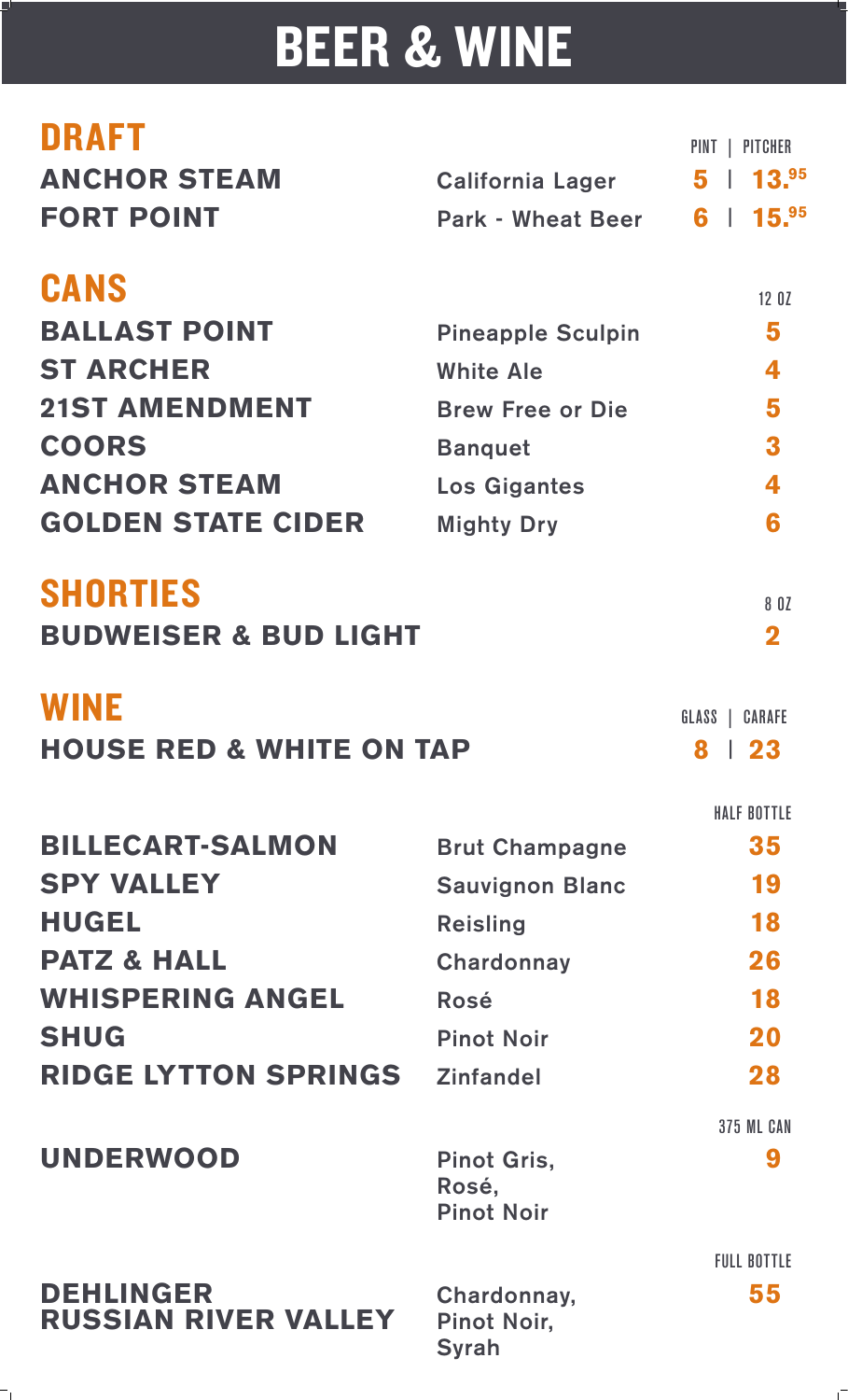# BEER & WINE

## DRAFT

| | | PINT | PITCHER |
|---|---|---|---|
| **ANCHOR STEAM** | California Lager | 5 | 13.95 |
| **FORT POINT** | Park - Wheat Beer | 6 | 15.95 |

## CANS

| | | 12 OZ |
|---|---|---|
| **BALLAST POINT** | Pineapple Sculpin | 5 |
| **ST ARCHER** | White Ale | 4 |
| **21ST AMENDMENT** | Brew Free or Die | 5 |
| **COORS** | Banquet | 3 |
| **ANCHOR STEAM** | Los Gigantes | 4 |
| **GOLDEN STATE CIDER** | Mighty Dry | 6 |

## SHORTIES

| | 8 OZ |
|---|---|
| **BUDWEISER & BUD LIGHT** | 2 |

## WINE

| | GLASS | CARAFE |
|---|---|---|
| **HOUSE RED & WHITE ON TAP** | 8 | 23 |

| | | HALF BOTTLE |
|---|---|---|
| **BILLECART-SALMON** | Brut Champagne | 35 |
| **SPY VALLEY** | Sauvignon Blanc | 19 |
| **HUGEL** | Reisling | 18 |
| **PATZ & HALL** | Chardonnay | 26 |
| **WHISPERING ANGEL** | Rosé | 18 |
| **SHUG** | Pinot Noir | 20 |
| **RIDGE LYTTON SPRINGS** | Zinfandel | 28 |

| | | 375 ML CAN |
|---|---|---|
| **UNDERWOOD** | Pinot Gris, Rosé, Pinot Noir | 9 |

| | | FULL BOTTLE |
|---|---|---|
| **DEHLINGER RUSSIAN RIVER VALLEY** | Chardonnay, Pinot Noir, Syrah | 55 |